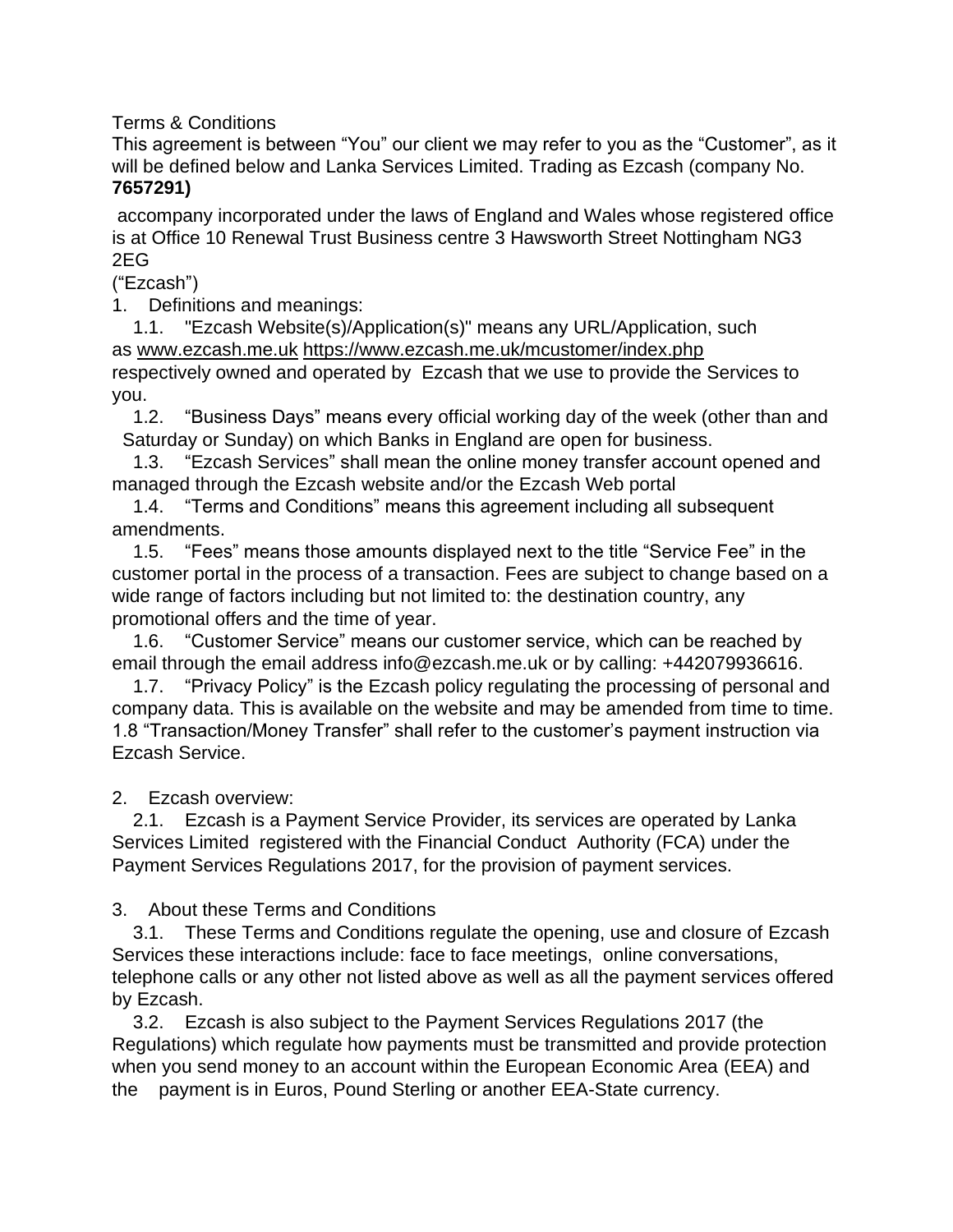Terms & Conditions

This agreement is between "You" our client we may refer to you as the "Customer", as it will be defined below and Lanka Services Limited. Trading as Ezcash (company No. **7657291)**

accompany incorporated under the laws of England and Wales whose registered office is at Office 10 Renewal Trust Business centre 3 Hawsworth Street Nottingham NG3 2EG

("Ezcash")

1. Definitions and meanings:
   1.1. "Ezcash Website(s)/Application(s)" means any URL/Application, such as www.ezcash.me.uk https://www.ezcash.me.uk/mcustomer/index.php respectively owned and operated by Ezcash that we use to provide the Services to you.
   1.2. "Business Days" means every official working day of the week (other than and Saturday or Sunday) on which Banks in England are open for business.
   1.3. "Ezcash Services" shall mean the online money transfer account opened and managed through the Ezcash website and/or the Ezcash Web portal
   1.4. "Terms and Conditions" means this agreement including all subsequent amendments.
   1.5. "Fees" means those amounts displayed next to the title "Service Fee" in the customer portal in the process of a transaction. Fees are subject to change based on a wide range of factors including but not limited to: the destination country, any promotional offers and the time of year.
   1.6. "Customer Service" means our customer service, which can be reached by email through the email address info@ezcash.me.uk or by calling: +442079936616.
   1.7. "Privacy Policy" is the Ezcash policy regulating the processing of personal and company data. This is available on the website and may be amended from time to time.
   1.8 "Transaction/Money Transfer" shall refer to the customer's payment instruction via Ezcash Service.

2. Ezcash overview:
   2.1. Ezcash is a Payment Service Provider, its services are operated by Lanka Services Limited registered with the Financial Conduct Authority (FCA) under the Payment Services Regulations 2017, for the provision of payment services.

3. About these Terms and Conditions
   3.1. These Terms and Conditions regulate the opening, use and closure of Ezcash Services these interactions include: face to face meetings, online conversations, telephone calls or any other not listed above as well as all the payment services offered by Ezcash.
   3.2. Ezcash is also subject to the Payment Services Regulations 2017 (the Regulations) which regulate how payments must be transmitted and provide protection when you send money to an account within the European Economic Area (EEA) and the payment is in Euros, Pound Sterling or another EEA-State currency.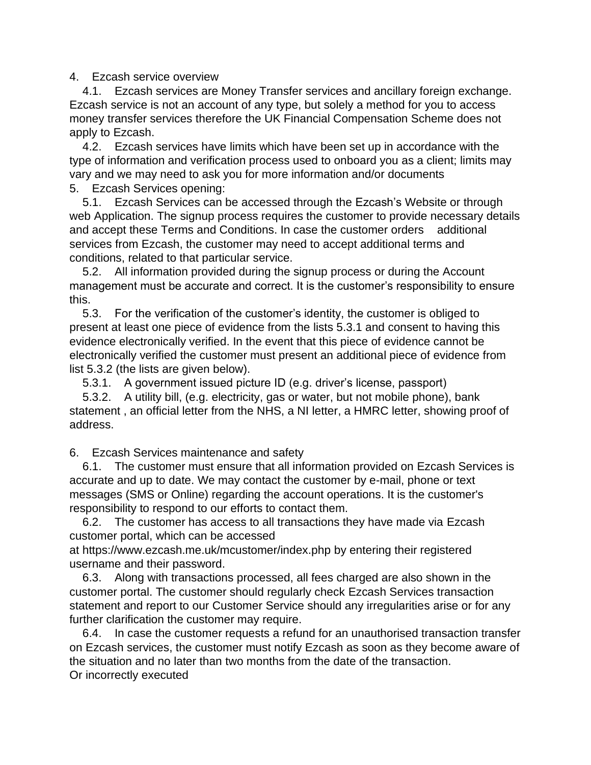4. Ezcash service overview

4.1. Ezcash services are Money Transfer services and ancillary foreign exchange. Ezcash service is not an account of any type, but solely a method for you to access money transfer services therefore the UK Financial Compensation Scheme does not apply to Ezcash.

4.2. Ezcash services have limits which have been set up in accordance with the type of information and verification process used to onboard you as a client; limits may vary and we may need to ask you for more information and/or documents

5. Ezcash Services opening:

5.1. Ezcash Services can be accessed through the Ezcash's Website or through web Application. The signup process requires the customer to provide necessary details and accept these Terms and Conditions. In case the customer orders additional services from Ezcash, the customer may need to accept additional terms and conditions, related to that particular service.

5.2. All information provided during the signup process or during the Account management must be accurate and correct. It is the customer's responsibility to ensure this.

5.3. For the verification of the customer's identity, the customer is obliged to present at least one piece of evidence from the lists 5.3.1 and consent to having this evidence electronically verified. In the event that this piece of evidence cannot be electronically verified the customer must present an additional piece of evidence from list 5.3.2 (the lists are given below).

5.3.1. A government issued picture ID (e.g. driver's license, passport)

5.3.2. A utility bill, (e.g. electricity, gas or water, but not mobile phone), bank statement , an official letter from the NHS, a NI letter, a HMRC letter, showing proof of address.

6. Ezcash Services maintenance and safety

6.1. The customer must ensure that all information provided on Ezcash Services is accurate and up to date. We may contact the customer by e-mail, phone or text messages (SMS or Online) regarding the account operations. It is the customer's responsibility to respond to our efforts to contact them.

6.2. The customer has access to all transactions they have made via Ezcash customer portal, which can be accessed at https://www.ezcash.me.uk/mcustomer/index.php by entering their registered username and their password.

6.3. Along with transactions processed, all fees charged are also shown in the customer portal. The customer should regularly check Ezcash Services transaction statement and report to our Customer Service should any irregularities arise or for any further clarification the customer may require.

6.4. In case the customer requests a refund for an unauthorised transaction transfer on Ezcash services, the customer must notify Ezcash as soon as they become aware of the situation and no later than two months from the date of the transaction.
Or incorrectly executed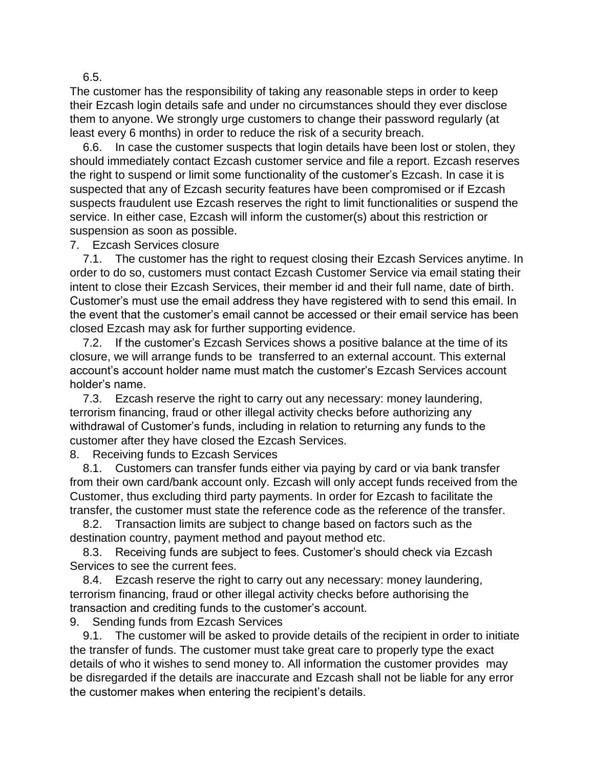6.5.

The customer has the responsibility of taking any reasonable steps in order to keep their Ezcash login details safe and under no circumstances should they ever disclose them to anyone. We strongly urge customers to change their password regularly (at least every 6 months) in order to reduce the risk of a security breach.

6.6. In case the customer suspects that login details have been lost or stolen, they should immediately contact Ezcash customer service and file a report. Ezcash reserves the right to suspend or limit some functionality of the customer's Ezcash. In case it is suspected that any of Ezcash security features have been compromised or if Ezcash suspects fraudulent use Ezcash reserves the right to limit functionalities or suspend the service. In either case, Ezcash will inform the customer(s) about this restriction or suspension as soon as possible.

7. Ezcash Services closure

7.1. The customer has the right to request closing their Ezcash Services anytime. In order to do so, customers must contact Ezcash Customer Service via email stating their intent to close their Ezcash Services, their member id and their full name, date of birth. Customer's must use the email address they have registered with to send this email. In the event that the customer's email cannot be accessed or their email service has been closed Ezcash may ask for further supporting evidence.

7.2. If the customer's Ezcash Services shows a positive balance at the time of its closure, we will arrange funds to be transferred to an external account. This external account's account holder name must match the customer's Ezcash Services account holder's name.

7.3. Ezcash reserve the right to carry out any necessary: money laundering, terrorism financing, fraud or other illegal activity checks before authorizing any withdrawal of Customer's funds, including in relation to returning any funds to the customer after they have closed the Ezcash Services.

8. Receiving funds to Ezcash Services

8.1. Customers can transfer funds either via paying by card or via bank transfer from their own card/bank account only. Ezcash will only accept funds received from the Customer, thus excluding third party payments. In order for Ezcash to facilitate the transfer, the customer must state the reference code as the reference of the transfer.

8.2. Transaction limits are subject to change based on factors such as the destination country, payment method and payout method etc.

8.3. Receiving funds are subject to fees. Customer's should check via Ezcash Services to see the current fees.

8.4. Ezcash reserve the right to carry out any necessary: money laundering, terrorism financing, fraud or other illegal activity checks before authorising the transaction and crediting funds to the customer's account.

9. Sending funds from Ezcash Services

9.1. The customer will be asked to provide details of the recipient in order to initiate the transfer of funds. The customer must take great care to properly type the exact details of who it wishes to send money to. All information the customer provides may be disregarded if the details are inaccurate and Ezcash shall not be liable for any error the customer makes when entering the recipient's details.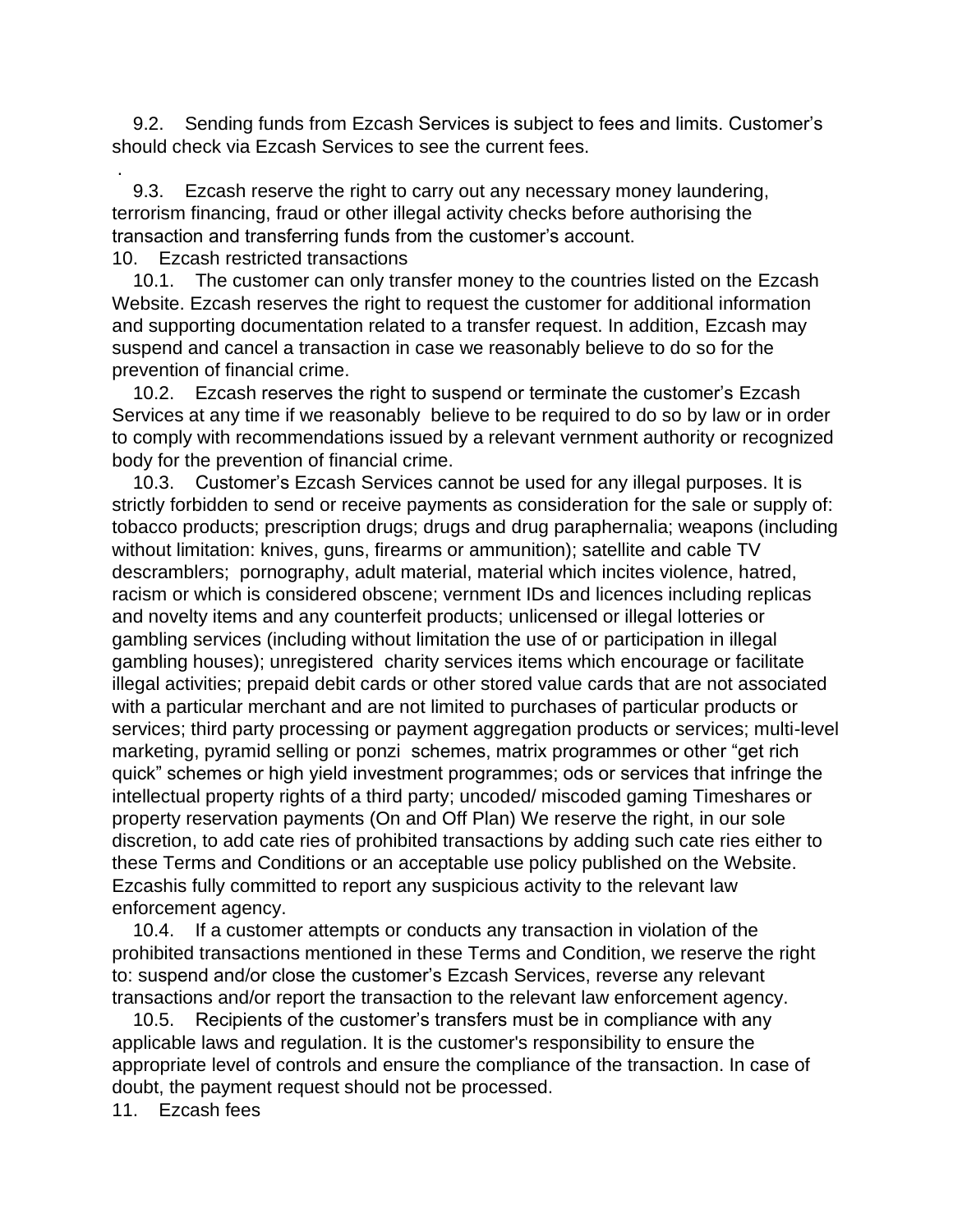9.2. Sending funds from Ezcash Services is subject to fees and limits. Customer's should check via Ezcash Services to see the current fees.

.

9.3. Ezcash reserve the right to carry out any necessary money laundering, terrorism financing, fraud or other illegal activity checks before authorising the transaction and transferring funds from the customer's account.

10. Ezcash restricted transactions

10.1. The customer can only transfer money to the countries listed on the Ezcash Website. Ezcash reserves the right to request the customer for additional information and supporting documentation related to a transfer request. In addition, Ezcash may suspend and cancel a transaction in case we reasonably believe to do so for the prevention of financial crime.

10.2. Ezcash reserves the right to suspend or terminate the customer's Ezcash Services at any time if we reasonably believe to be required to do so by law or in order to comply with recommendations issued by a relevant vernment authority or recognized body for the prevention of financial crime.

10.3. Customer's Ezcash Services cannot be used for any illegal purposes. It is strictly forbidden to send or receive payments as consideration for the sale or supply of: tobacco products; prescription drugs; drugs and drug paraphernalia; weapons (including without limitation: knives, guns, firearms or ammunition); satellite and cable TV descramblers; pornography, adult material, material which incites violence, hatred, racism or which is considered obscene; vernment IDs and licences including replicas and novelty items and any counterfeit products; unlicensed or illegal lotteries or gambling services (including without limitation the use of or participation in illegal gambling houses); unregistered charity services items which encourage or facilitate illegal activities; prepaid debit cards or other stored value cards that are not associated with a particular merchant and are not limited to purchases of particular products or services; third party processing or payment aggregation products or services; multi-level marketing, pyramid selling or ponzi schemes, matrix programmes or other "get rich quick" schemes or high yield investment programmes; ods or services that infringe the intellectual property rights of a third party; uncoded/ miscoded gaming Timeshares or property reservation payments (On and Off Plan) We reserve the right, in our sole discretion, to add cate ries of prohibited transactions by adding such cate ries either to these Terms and Conditions or an acceptable use policy published on the Website. Ezcashis fully committed to report any suspicious activity to the relevant law enforcement agency.

10.4. If a customer attempts or conducts any transaction in violation of the prohibited transactions mentioned in these Terms and Condition, we reserve the right to: suspend and/or close the customer's Ezcash Services, reverse any relevant transactions and/or report the transaction to the relevant law enforcement agency.

10.5. Recipients of the customer's transfers must be in compliance with any applicable laws and regulation. It is the customer's responsibility to ensure the appropriate level of controls and ensure the compliance of the transaction. In case of doubt, the payment request should not be processed.

11. Ezcash fees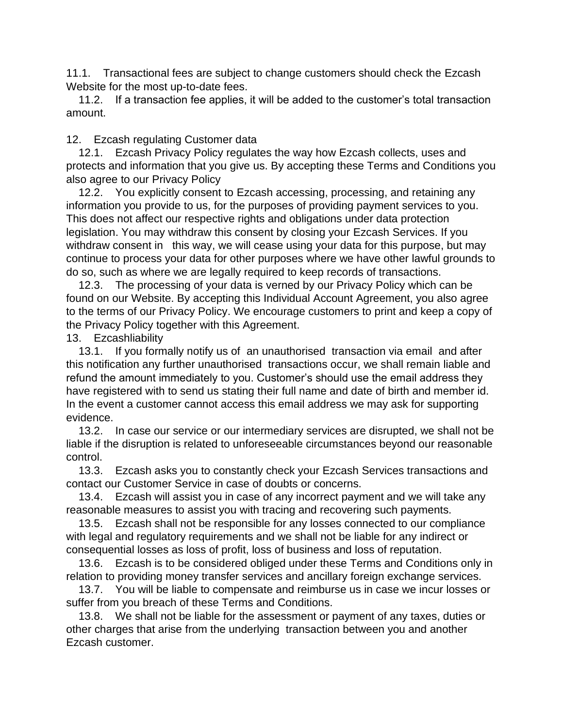11.1. Transactional fees are subject to change customers should check the Ezcash Website for the most up-to-date fees.

11.2. If a transaction fee applies, it will be added to the customer's total transaction amount.

12. Ezcash regulating Customer data

12.1. Ezcash Privacy Policy regulates the way how Ezcash collects, uses and protects and information that you give us. By accepting these Terms and Conditions you also agree to our Privacy Policy

12.2. You explicitly consent to Ezcash accessing, processing, and retaining any information you provide to us, for the purposes of providing payment services to you. This does not affect our respective rights and obligations under data protection legislation. You may withdraw this consent by closing your Ezcash Services. If you withdraw consent in this way, we will cease using your data for this purpose, but may continue to process your data for other purposes where we have other lawful grounds to do so, such as where we are legally required to keep records of transactions.

12.3. The processing of your data is verned by our Privacy Policy which can be found on our Website. By accepting this Individual Account Agreement, you also agree to the terms of our Privacy Policy. We encourage customers to print and keep a copy of the Privacy Policy together with this Agreement.

13. Ezcashliability

13.1. If you formally notify us of an unauthorised transaction via email and after this notification any further unauthorised transactions occur, we shall remain liable and refund the amount immediately to you. Customer's should use the email address they have registered with to send us stating their full name and date of birth and member id. In the event a customer cannot access this email address we may ask for supporting evidence.

13.2. In case our service or our intermediary services are disrupted, we shall not be liable if the disruption is related to unforeseeable circumstances beyond our reasonable control.

13.3. Ezcash asks you to constantly check your Ezcash Services transactions and contact our Customer Service in case of doubts or concerns.

13.4. Ezcash will assist you in case of any incorrect payment and we will take any reasonable measures to assist you with tracing and recovering such payments.

13.5. Ezcash shall not be responsible for any losses connected to our compliance with legal and regulatory requirements and we shall not be liable for any indirect or consequential losses as loss of profit, loss of business and loss of reputation.

13.6. Ezcash is to be considered obliged under these Terms and Conditions only in relation to providing money transfer services and ancillary foreign exchange services.

13.7. You will be liable to compensate and reimburse us in case we incur losses or suffer from you breach of these Terms and Conditions.

13.8. We shall not be liable for the assessment or payment of any taxes, duties or other charges that arise from the underlying transaction between you and another Ezcash customer.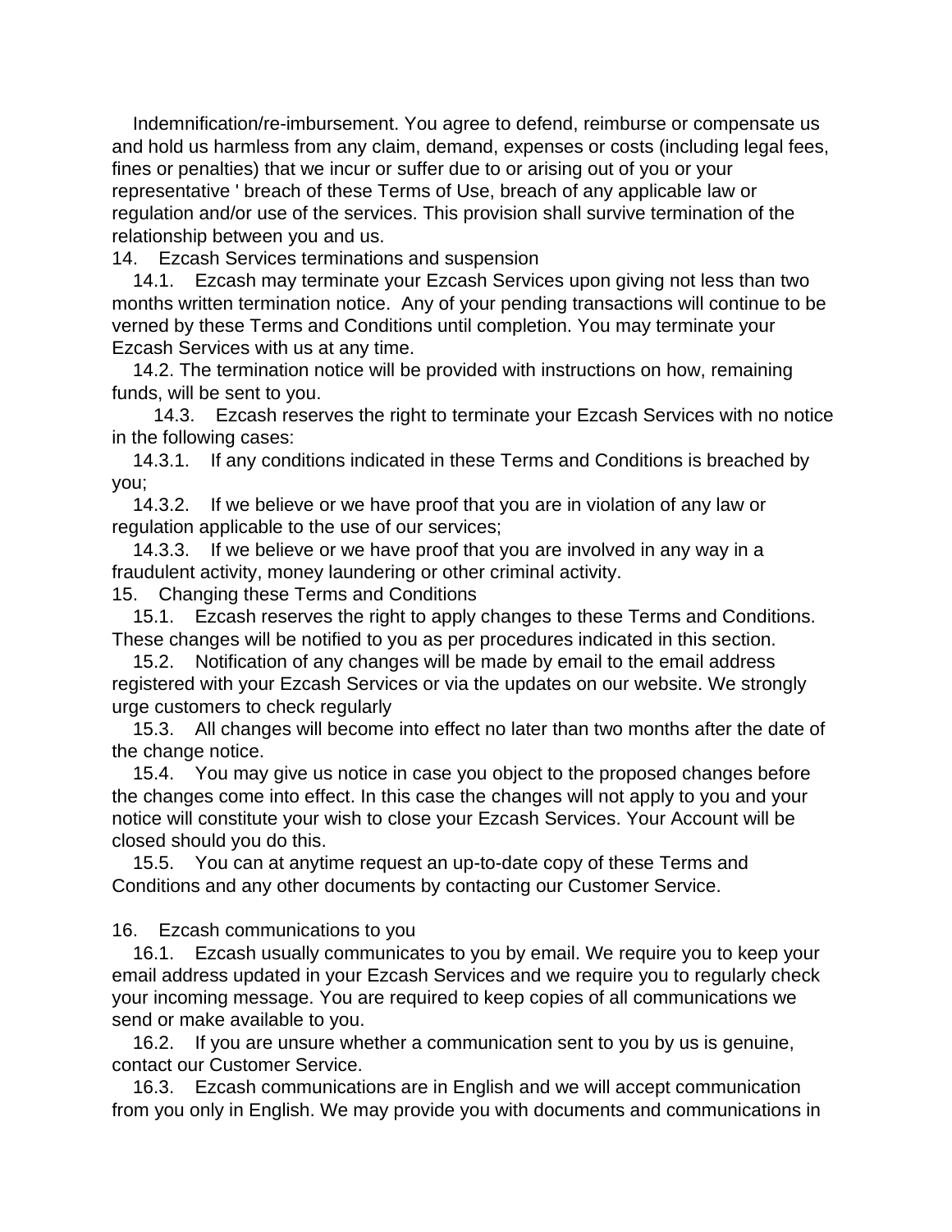Indemnification/re-imbursement. You agree to defend, reimburse or compensate us and hold us harmless from any claim, demand, expenses or costs (including legal fees, fines or penalties) that we incur or suffer due to or arising out of you or your representative ' breach of these Terms of Use, breach of any applicable law or regulation and/or use of the services. This provision shall survive termination of the relationship between you and us.

14. Ezcash Services terminations and suspension

14.1. Ezcash may terminate your Ezcash Services upon giving not less than two months written termination notice. Any of your pending transactions will continue to be verned by these Terms and Conditions until completion. You may terminate your Ezcash Services with us at any time.

14.2. The termination notice will be provided with instructions on how, remaining funds, will be sent to you.

14.3. Ezcash reserves the right to terminate your Ezcash Services with no notice in the following cases:

14.3.1. If any conditions indicated in these Terms and Conditions is breached by you;

14.3.2. If we believe or we have proof that you are in violation of any law or regulation applicable to the use of our services;

14.3.3. If we believe or we have proof that you are involved in any way in a fraudulent activity, money laundering or other criminal activity.

15. Changing these Terms and Conditions

15.1. Ezcash reserves the right to apply changes to these Terms and Conditions. These changes will be notified to you as per procedures indicated in this section.

15.2. Notification of any changes will be made by email to the email address registered with your Ezcash Services or via the updates on our website. We strongly urge customers to check regularly

15.3. All changes will become into effect no later than two months after the date of the change notice.

15.4. You may give us notice in case you object to the proposed changes before the changes come into effect. In this case the changes will not apply to you and your notice will constitute your wish to close your Ezcash Services. Your Account will be closed should you do this.

15.5. You can at anytime request an up-to-date copy of these Terms and Conditions and any other documents by contacting our Customer Service.

16. Ezcash communications to you

16.1. Ezcash usually communicates to you by email. We require you to keep your email address updated in your Ezcash Services and we require you to regularly check your incoming message. You are required to keep copies of all communications we send or make available to you.

16.2. If you are unsure whether a communication sent to you by us is genuine, contact our Customer Service.

16.3. Ezcash communications are in English and we will accept communication from you only in English. We may provide you with documents and communications in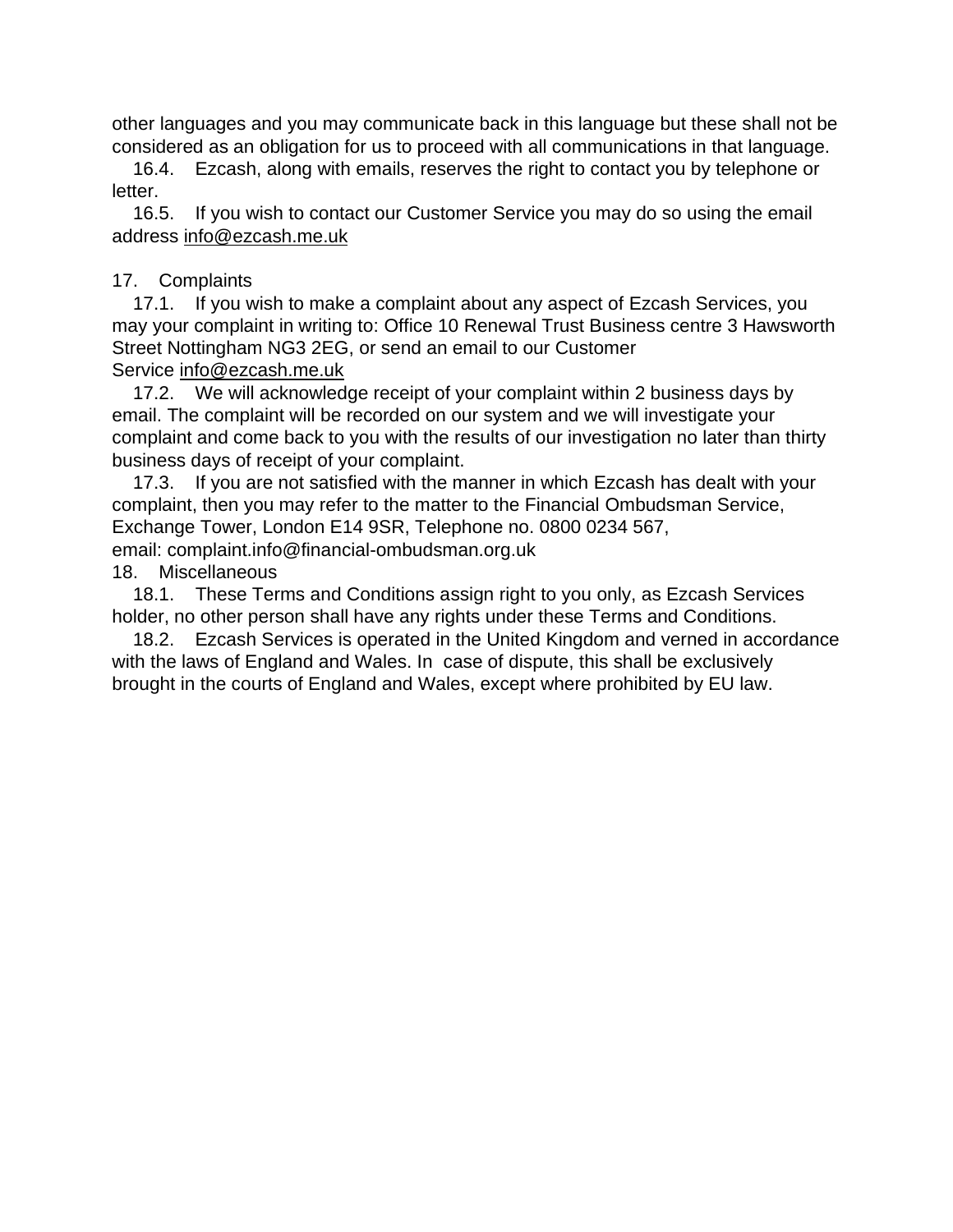other languages and you may communicate back in this language but these shall not be considered as an obligation for us to proceed with all communications in that language.

16.4. Ezcash, along with emails, reserves the right to contact you by telephone or letter.

16.5. If you wish to contact our Customer Service you may do so using the email address info@ezcash.me.uk

17. Complaints

17.1. If you wish to make a complaint about any aspect of Ezcash Services, you may your complaint in writing to: Office 10 Renewal Trust Business centre 3 Hawsworth Street Nottingham NG3 2EG, or send an email to our Customer Service info@ezcash.me.uk

17.2. We will acknowledge receipt of your complaint within 2 business days by email. The complaint will be recorded on our system and we will investigate your complaint and come back to you with the results of our investigation no later than thirty business days of receipt of your complaint.

17.3. If you are not satisfied with the manner in which Ezcash has dealt with your complaint, then you may refer to the matter to the Financial Ombudsman Service, Exchange Tower, London E14 9SR, Telephone no. 0800 0234 567, email: complaint.info@financial-ombudsman.org.uk

18. Miscellaneous

18.1. These Terms and Conditions assign right to you only, as Ezcash Services holder, no other person shall have any rights under these Terms and Conditions.

18.2. Ezcash Services is operated in the United Kingdom and verned in accordance with the laws of England and Wales. In case of dispute, this shall be exclusively brought in the courts of England and Wales, except where prohibited by EU law.